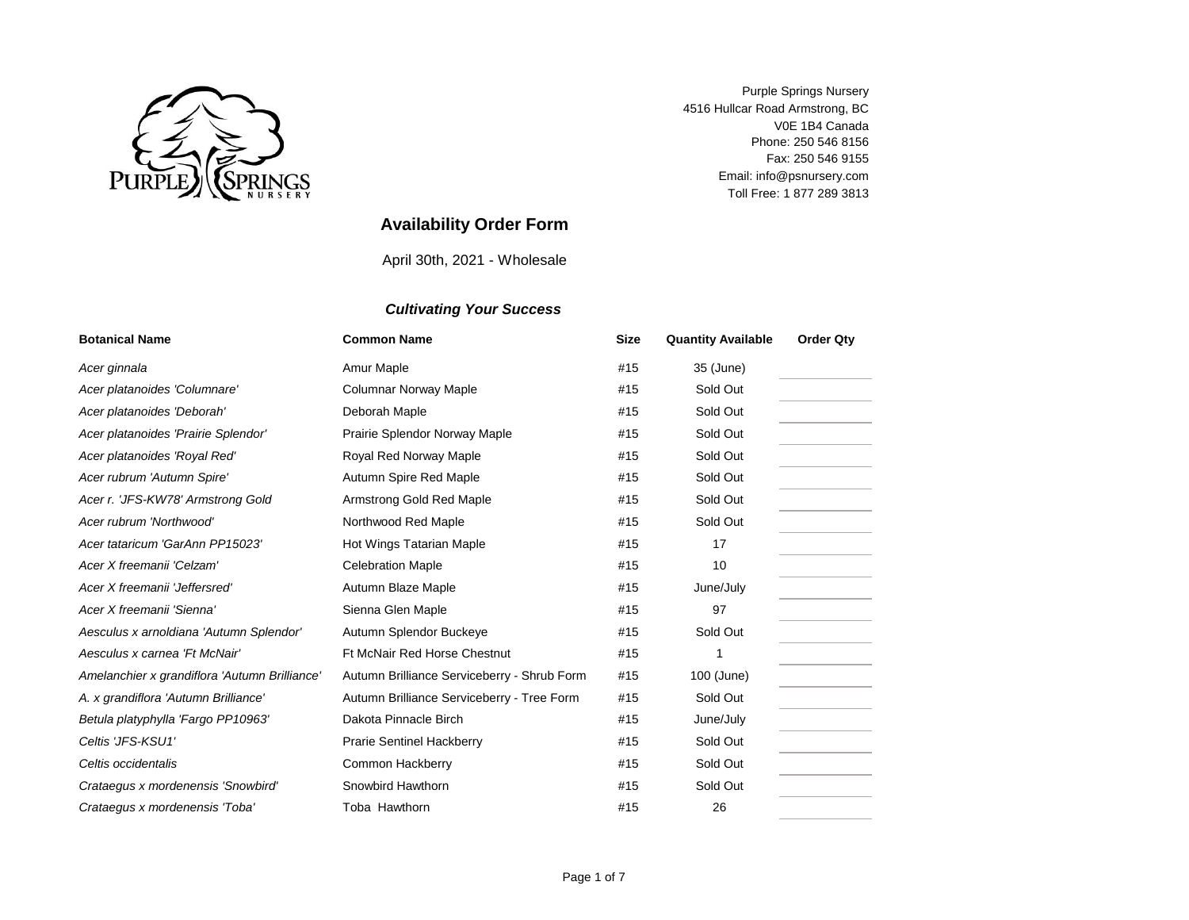Purple Springs Nursery
4516 Hullcar Road Armstrong, BC
V0E 1B4 Canada
Phone: 250 546 8156
Fax: 250 546 9155
Email: info@psnursery.com
Toll Free: 1 877 289 3813

# Availability Order Form

April 30th, 2021 - Wholesale

***Cultivating Your Success***

| Botanical Name | Common Name | Size | Quantity Available | Order Qty |
|---|---|---|---|---|
| *Acer ginnala* | Amur Maple | #15 | 35 (June) | |
| *Acer platanoides 'Columnare'* | Columnar Norway Maple | #15 | Sold Out | |
| *Acer platanoides 'Deborah'* | Deborah Maple | #15 | Sold Out | |
| *Acer platanoides 'Prairie Splendor'* | Prairie Splendor Norway Maple | #15 | Sold Out | |
| *Acer platanoides 'Royal Red'* | Royal Red Norway Maple | #15 | Sold Out | |
| *Acer rubrum 'Autumn Spire'* | Autumn Spire Red Maple | #15 | Sold Out | |
| *Acer r. 'JFS-KW78' Armstrong Gold* | Armstrong Gold Red Maple | #15 | Sold Out | |
| *Acer rubrum 'Northwood'* | Northwood Red Maple | #15 | Sold Out | |
| *Acer tataricum 'GarAnn PP15023'* | Hot Wings Tatarian Maple | #15 | 17 | |
| *Acer X freemanii 'Celzam'* | Celebration Maple | #15 | 10 | |
| *Acer X freemanii 'Jeffersred'* | Autumn Blaze Maple | #15 | June/July | |
| *Acer X freemanii 'Sienna'* | Sienna Glen Maple | #15 | 97 | |
| *Aesculus x arnoldiana 'Autumn Splendor'* | Autumn Splendor Buckeye | #15 | Sold Out | |
| *Aesculus x carnea 'Ft McNair'* | Ft McNair Red Horse Chestnut | #15 | 1 | |
| *Amelanchier x grandiflora 'Autumn Brilliance'* | Autumn Brilliance Serviceberry - Shrub Form | #15 | 100 (June) | |
| *A. x grandiflora 'Autumn Brilliance'* | Autumn Brilliance Serviceberry - Tree Form | #15 | Sold Out | |
| *Betula platyphylla 'Fargo PP10963'* | Dakota Pinnacle Birch | #15 | June/July | |
| *Celtis 'JFS-KSU1'* | Prarie Sentinel Hackberry | #15 | Sold Out | |
| *Celtis occidentalis* | Common Hackberry | #15 | Sold Out | |
| *Crataegus x mordenensis 'Snowbird'* | Snowbird Hawthorn | #15 | Sold Out | |
| *Crataegus x mordenensis 'Toba'* | Toba Hawthorn | #15 | 26 | |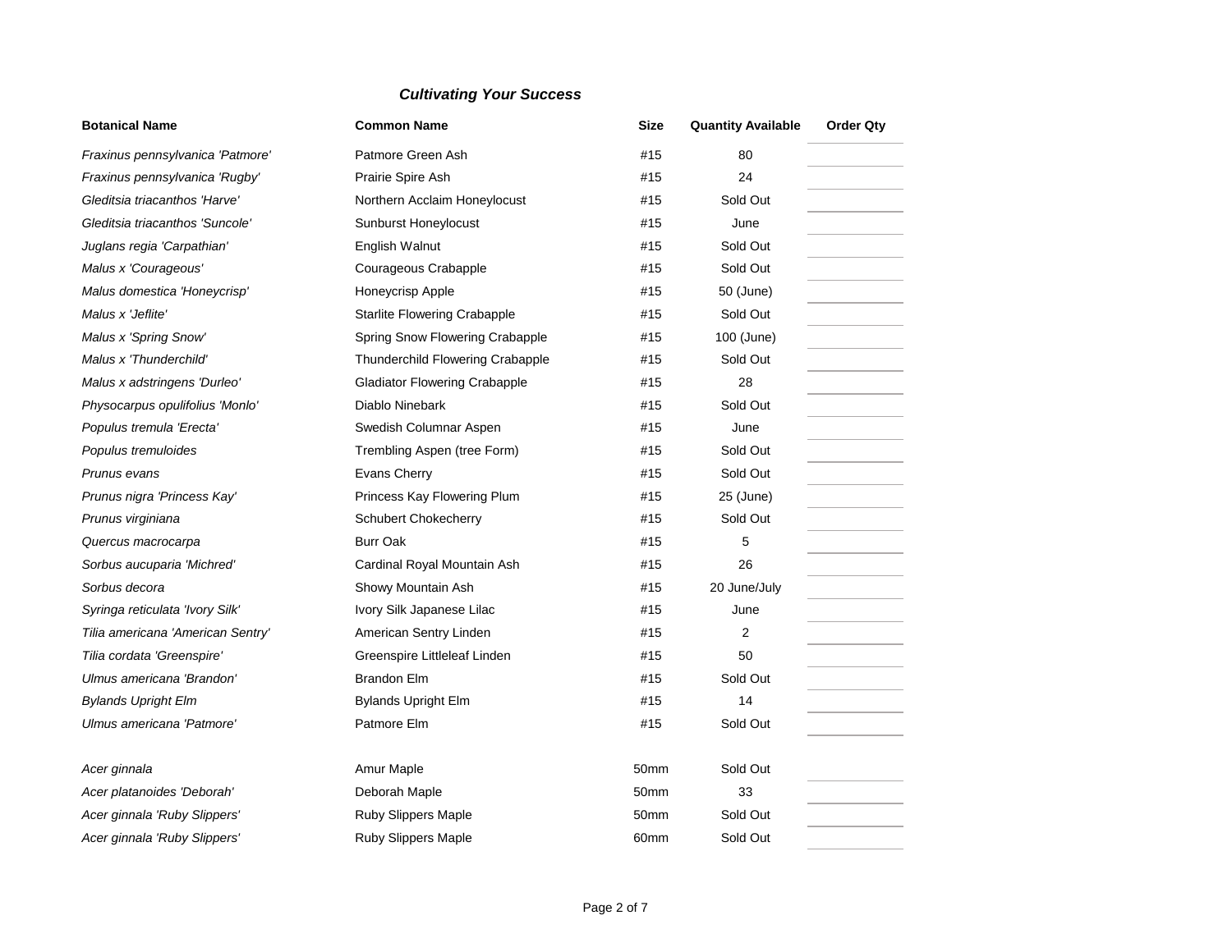### *Cultivating Your Success*

| Botanical Name | Common Name | Size | Quantity Available | Order Qty |
|---|---|---|---|---|
| *Fraxinus pennsylvanica 'Patmore'* | Patmore Green Ash | #15 | 80 | |
| *Fraxinus pennsylvanica 'Rugby'* | Prairie Spire Ash | #15 | 24 | |
| *Gleditsia triacanthos 'Harve'* | Northern Acclaim Honeylocust | #15 | Sold Out | |
| *Gleditsia triacanthos 'Suncole'* | Sunburst Honeylocust | #15 | June | |
| *Juglans regia 'Carpathian'* | English Walnut | #15 | Sold Out | |
| *Malus x 'Courageous'* | Courageous Crabapple | #15 | Sold Out | |
| *Malus domestica 'Honeycrisp'* | Honeycrisp Apple | #15 | 50 (June) | |
| *Malus x 'Jeflite'* | Starlite Flowering Crabapple | #15 | Sold Out | |
| *Malus x 'Spring Snow'* | Spring Snow Flowering Crabapple | #15 | 100 (June) | |
| *Malus x 'Thunderchild'* | Thunderchild Flowering Crabapple | #15 | Sold Out | |
| *Malus x adstringens 'Durleo'* | Gladiator Flowering Crabapple | #15 | 28 | |
| *Physocarpus opulifolius 'Monlo'* | Diablo Ninebark | #15 | Sold Out | |
| *Populus tremula 'Erecta'* | Swedish Columnar Aspen | #15 | June | |
| *Populus tremuloides* | Trembling Aspen (tree Form) | #15 | Sold Out | |
| *Prunus evans* | Evans Cherry | #15 | Sold Out | |
| *Prunus nigra 'Princess Kay'* | Princess Kay Flowering Plum | #15 | 25 (June) | |
| *Prunus virginiana* | Schubert Chokecherry | #15 | Sold Out | |
| *Quercus macrocarpa* | Burr Oak | #15 | 5 | |
| *Sorbus aucuparia 'Michred'* | Cardinal Royal Mountain Ash | #15 | 26 | |
| *Sorbus decora* | Showy Mountain Ash | #15 | 20 June/July | |
| *Syringa reticulata 'Ivory Silk'* | Ivory Silk Japanese Lilac | #15 | June | |
| *Tilia americana 'American Sentry'* | American Sentry Linden | #15 | 2 | |
| *Tilia cordata 'Greenspire'* | Greenspire Littleleaf Linden | #15 | 50 | |
| *Ulmus americana 'Brandon'* | Brandon Elm | #15 | Sold Out | |
| *Bylands Upright Elm* | Bylands Upright Elm | #15 | 14 | |
| *Ulmus americana 'Patmore'* | Patmore Elm | #15 | Sold Out | |
| | | | | |
| *Acer ginnala* | Amur Maple | 50mm | Sold Out | |
| *Acer platanoides 'Deborah'* | Deborah Maple | 50mm | 33 | |
| *Acer ginnala 'Ruby Slippers'* | Ruby Slippers Maple | 50mm | Sold Out | |
| *Acer ginnala 'Ruby Slippers'* | Ruby Slippers Maple | 60mm | Sold Out | |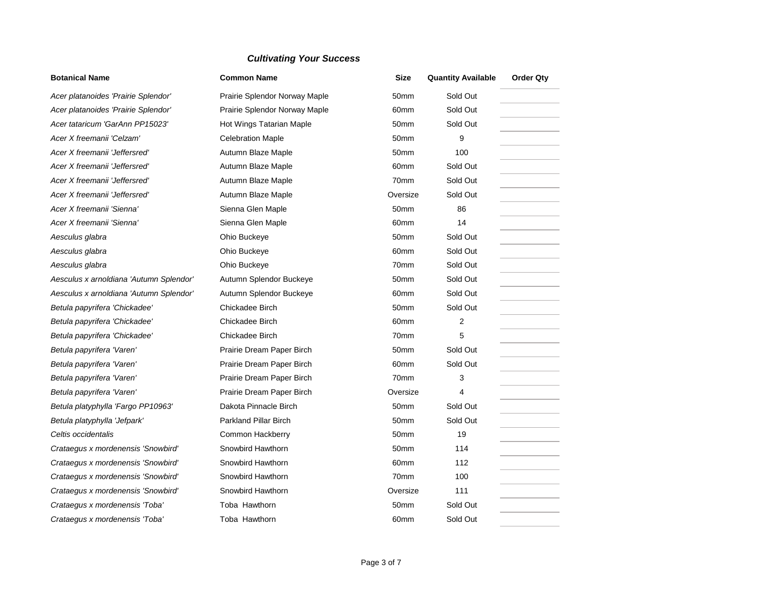***Cultivating Your Success***

| Botanical Name | Common Name | Size | Quantity Available | Order Qty |
|---|---|---|---|---|
| *Acer platanoides 'Prairie Splendor'* | Prairie Splendor Norway Maple | 50mm | Sold Out | |
| *Acer platanoides 'Prairie Splendor'* | Prairie Splendor Norway Maple | 60mm | Sold Out | |
| *Acer tataricum 'GarAnn PP15023'* | Hot Wings Tatarian Maple | 50mm | Sold Out | |
| *Acer X freemanii 'Celzam'* | Celebration Maple | 50mm | 9 | |
| *Acer X freemanii 'Jeffersred'* | Autumn Blaze Maple | 50mm | 100 | |
| *Acer X freemanii 'Jeffersred'* | Autumn Blaze Maple | 60mm | Sold Out | |
| *Acer X freemanii 'Jeffersred'* | Autumn Blaze Maple | 70mm | Sold Out | |
| *Acer X freemanii 'Jeffersred'* | Autumn Blaze Maple | Oversize | Sold Out | |
| *Acer X freemanii 'Sienna'* | Sienna Glen Maple | 50mm | 86 | |
| *Acer X freemanii 'Sienna'* | Sienna Glen Maple | 60mm | 14 | |
| *Aesculus glabra* | Ohio Buckeye | 50mm | Sold Out | |
| *Aesculus glabra* | Ohio Buckeye | 60mm | Sold Out | |
| *Aesculus glabra* | Ohio Buckeye | 70mm | Sold Out | |
| *Aesculus x arnoldiana 'Autumn Splendor'* | Autumn Splendor Buckeye | 50mm | Sold Out | |
| *Aesculus x arnoldiana 'Autumn Splendor'* | Autumn Splendor Buckeye | 60mm | Sold Out | |
| *Betula papyrifera 'Chickadee'* | Chickadee Birch | 50mm | Sold Out | |
| *Betula papyrifera 'Chickadee'* | Chickadee Birch | 60mm | 2 | |
| *Betula papyrifera 'Chickadee'* | Chickadee Birch | 70mm | 5 | |
| *Betula papyrifera 'Varen'* | Prairie Dream Paper Birch | 50mm | Sold Out | |
| *Betula papyrifera 'Varen'* | Prairie Dream Paper Birch | 60mm | Sold Out | |
| *Betula papyrifera 'Varen'* | Prairie Dream Paper Birch | 70mm | 3 | |
| *Betula papyrifera 'Varen'* | Prairie Dream Paper Birch | Oversize | 4 | |
| *Betula platyphylla 'Fargo PP10963'* | Dakota Pinnacle Birch | 50mm | Sold Out | |
| *Betula platyphylla 'Jefpark'* | Parkland Pillar Birch | 50mm | Sold Out | |
| *Celtis occidentalis* | Common Hackberry | 50mm | 19 | |
| *Crataegus x mordenensis 'Snowbird'* | Snowbird Hawthorn | 50mm | 114 | |
| *Crataegus x mordenensis 'Snowbird'* | Snowbird Hawthorn | 60mm | 112 | |
| *Crataegus x mordenensis 'Snowbird'* | Snowbird Hawthorn | 70mm | 100 | |
| *Crataegus x mordenensis 'Snowbird'* | Snowbird Hawthorn | Oversize | 111 | |
| *Crataegus x mordenensis 'Toba'* | Toba Hawthorn | 50mm | Sold Out | |
| *Crataegus x mordenensis 'Toba'* | Toba Hawthorn | 60mm | Sold Out | |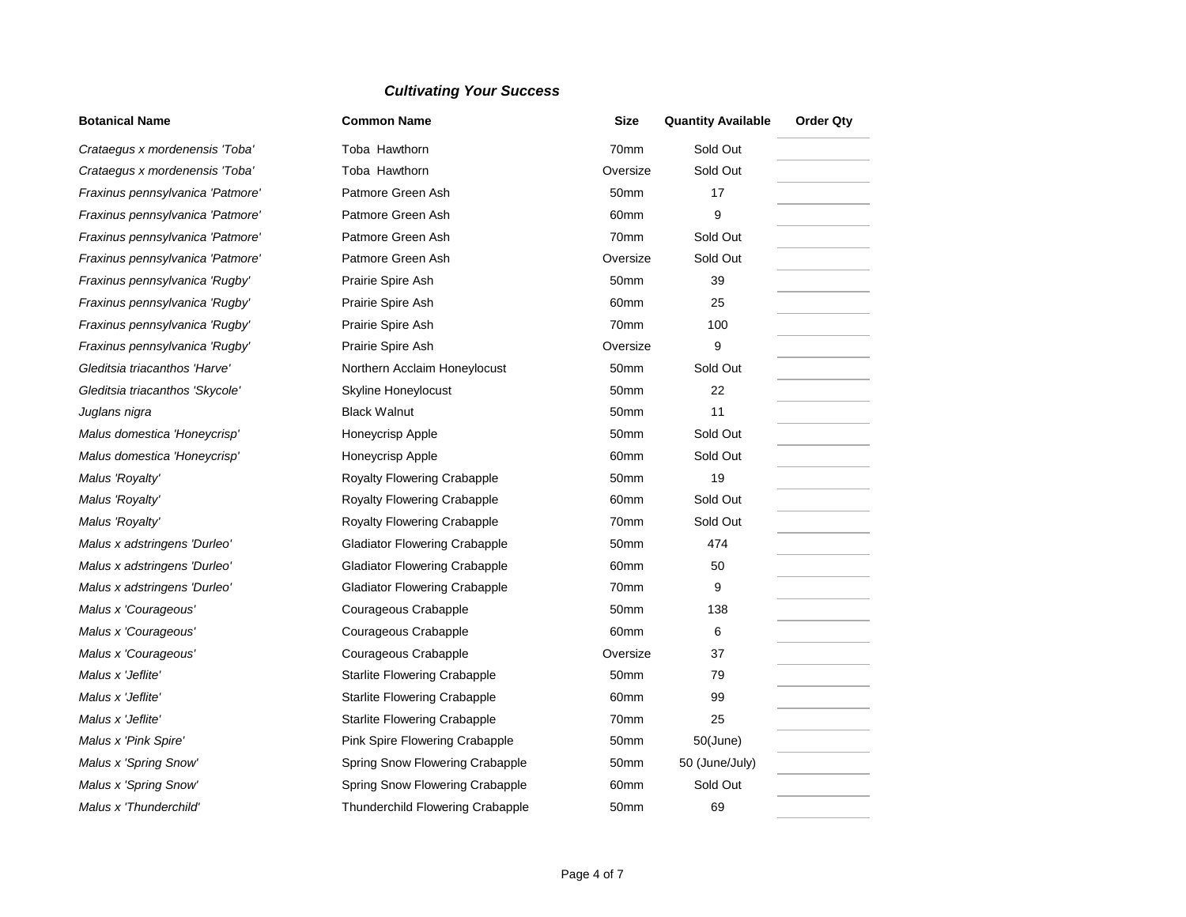***Cultivating Your Success***

| Botanical Name | Common Name | Size | Quantity Available | Order Qty |
|---|---|---|---|---|
| *Crataegus x mordenensis 'Toba'* | Toba Hawthorn | 70mm | Sold Out | |
| *Crataegus x mordenensis 'Toba'* | Toba Hawthorn | Oversize | Sold Out | |
| *Fraxinus pennsylvanica 'Patmore'* | Patmore Green Ash | 50mm | 17 | |
| *Fraxinus pennsylvanica 'Patmore'* | Patmore Green Ash | 60mm | 9 | |
| *Fraxinus pennsylvanica 'Patmore'* | Patmore Green Ash | 70mm | Sold Out | |
| *Fraxinus pennsylvanica 'Patmore'* | Patmore Green Ash | Oversize | Sold Out | |
| *Fraxinus pennsylvanica 'Rugby'* | Prairie Spire Ash | 50mm | 39 | |
| *Fraxinus pennsylvanica 'Rugby'* | Prairie Spire Ash | 60mm | 25 | |
| *Fraxinus pennsylvanica 'Rugby'* | Prairie Spire Ash | 70mm | 100 | |
| *Fraxinus pennsylvanica 'Rugby'* | Prairie Spire Ash | Oversize | 9 | |
| *Gleditsia triacanthos 'Harve'* | Northern Acclaim Honeylocust | 50mm | Sold Out | |
| *Gleditsia triacanthos 'Skycole'* | Skyline Honeylocust | 50mm | 22 | |
| *Juglans nigra* | Black Walnut | 50mm | 11 | |
| *Malus domestica 'Honeycrisp'* | Honeycrisp Apple | 50mm | Sold Out | |
| *Malus domestica 'Honeycrisp'* | Honeycrisp Apple | 60mm | Sold Out | |
| *Malus 'Royalty'* | Royalty Flowering Crabapple | 50mm | 19 | |
| *Malus 'Royalty'* | Royalty Flowering Crabapple | 60mm | Sold Out | |
| *Malus 'Royalty'* | Royalty Flowering Crabapple | 70mm | Sold Out | |
| *Malus x adstringens 'Durleo'* | Gladiator Flowering Crabapple | 50mm | 474 | |
| *Malus x adstringens 'Durleo'* | Gladiator Flowering Crabapple | 60mm | 50 | |
| *Malus x adstringens 'Durleo'* | Gladiator Flowering Crabapple | 70mm | 9 | |
| *Malus x 'Courageous'* | Courageous Crabapple | 50mm | 138 | |
| *Malus x 'Courageous'* | Courageous Crabapple | 60mm | 6 | |
| *Malus x 'Courageous'* | Courageous Crabapple | Oversize | 37 | |
| *Malus x 'Jeflite'* | Starlite Flowering Crabapple | 50mm | 79 | |
| *Malus x 'Jeflite'* | Starlite Flowering Crabapple | 60mm | 99 | |
| *Malus x 'Jeflite'* | Starlite Flowering Crabapple | 70mm | 25 | |
| *Malus x 'Pink Spire'* | Pink Spire Flowering Crabapple | 50mm | 50(June) | |
| *Malus x 'Spring Snow'* | Spring Snow Flowering Crabapple | 50mm | 50 (June/July) | |
| *Malus x 'Spring Snow'* | Spring Snow Flowering Crabapple | 60mm | Sold Out | |
| *Malus x 'Thunderchild'* | Thunderchild Flowering Crabapple | 50mm | 69 | |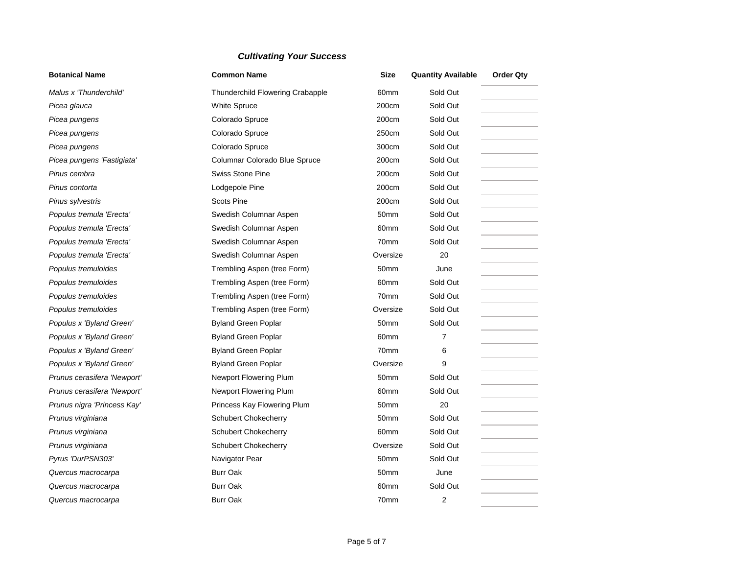***Cultivating Your Success***

| Botanical Name | Common Name | Size | Quantity Available | Order Qty |
|---|---|---|---|---|
| *Malus x 'Thunderchild'* | Thunderchild Flowering Crabapple | 60mm | Sold Out | |
| *Picea glauca* | White Spruce | 200cm | Sold Out | |
| *Picea pungens* | Colorado Spruce | 200cm | Sold Out | |
| *Picea pungens* | Colorado Spruce | 250cm | Sold Out | |
| *Picea pungens* | Colorado Spruce | 300cm | Sold Out | |
| *Picea pungens 'Fastigiata'* | Columnar Colorado Blue Spruce | 200cm | Sold Out | |
| *Pinus cembra* | Swiss Stone Pine | 200cm | Sold Out | |
| *Pinus contorta* | Lodgepole Pine | 200cm | Sold Out | |
| *Pinus sylvestris* | Scots Pine | 200cm | Sold Out | |
| *Populus tremula 'Erecta'* | Swedish Columnar Aspen | 50mm | Sold Out | |
| *Populus tremula 'Erecta'* | Swedish Columnar Aspen | 60mm | Sold Out | |
| *Populus tremula 'Erecta'* | Swedish Columnar Aspen | 70mm | Sold Out | |
| *Populus tremula 'Erecta'* | Swedish Columnar Aspen | Oversize | 20 | |
| *Populus tremuloides* | Trembling Aspen (tree Form) | 50mm | June | |
| *Populus tremuloides* | Trembling Aspen (tree Form) | 60mm | Sold Out | |
| *Populus tremuloides* | Trembling Aspen (tree Form) | 70mm | Sold Out | |
| *Populus tremuloides* | Trembling Aspen (tree Form) | Oversize | Sold Out | |
| *Populus x 'Byland Green'* | Byland Green Poplar | 50mm | Sold Out | |
| *Populus x 'Byland Green'* | Byland Green Poplar | 60mm | 7 | |
| *Populus x 'Byland Green'* | Byland Green Poplar | 70mm | 6 | |
| *Populus x 'Byland Green'* | Byland Green Poplar | Oversize | 9 | |
| *Prunus cerasifera 'Newport'* | Newport Flowering Plum | 50mm | Sold Out | |
| *Prunus cerasifera 'Newport'* | Newport Flowering Plum | 60mm | Sold Out | |
| *Prunus nigra 'Princess Kay'* | Princess Kay Flowering Plum | 50mm | 20 | |
| *Prunus virginiana* | Schubert Chokecherry | 50mm | Sold Out | |
| *Prunus virginiana* | Schubert Chokecherry | 60mm | Sold Out | |
| *Prunus virginiana* | Schubert Chokecherry | Oversize | Sold Out | |
| *Pyrus 'DurPSN303'* | Navigator Pear | 50mm | Sold Out | |
| *Quercus macrocarpa* | Burr Oak | 50mm | June | |
| *Quercus macrocarpa* | Burr Oak | 60mm | Sold Out | |
| *Quercus macrocarpa* | Burr Oak | 70mm | 2 | |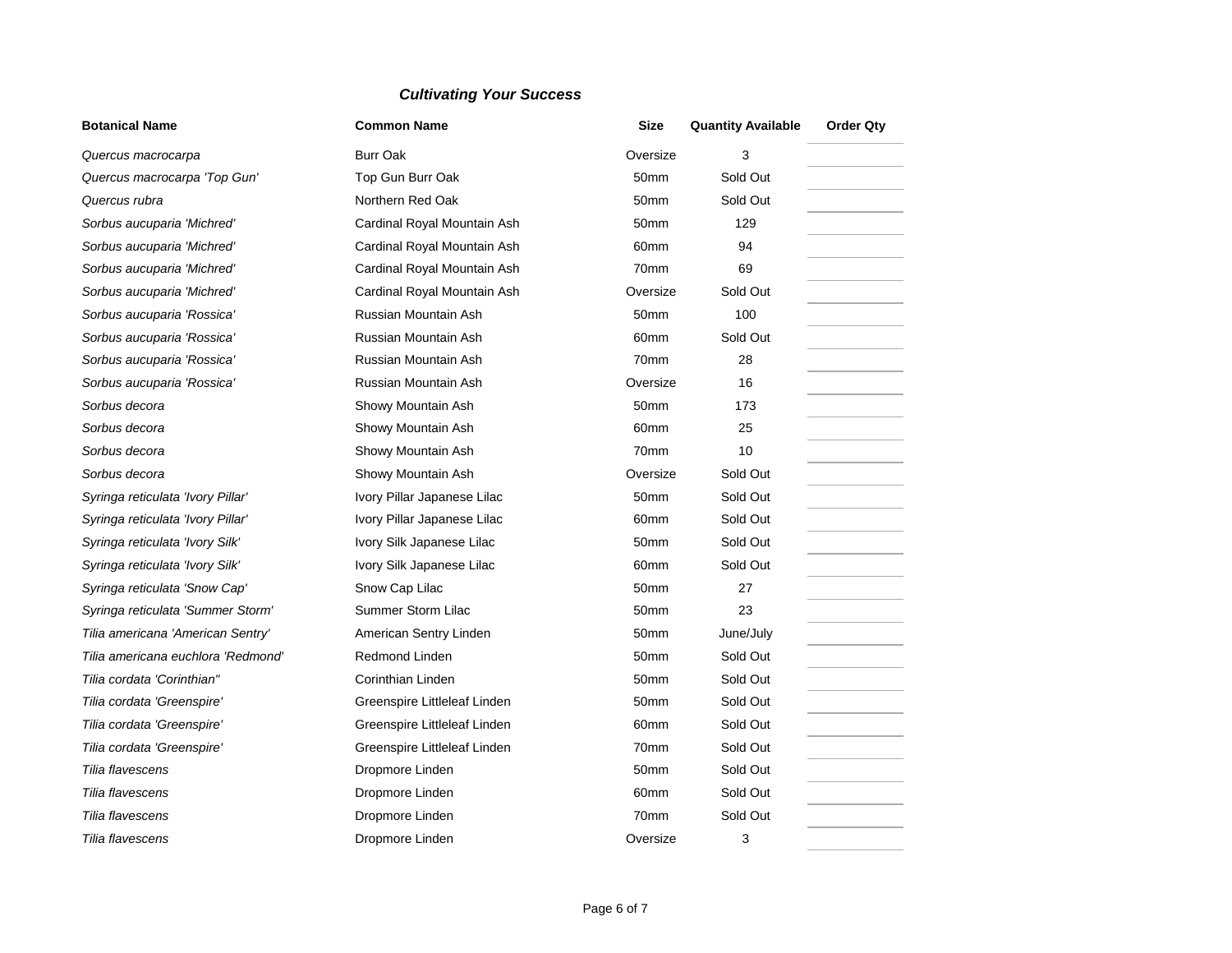***Cultivating Your Success***

| Botanical Name | Common Name | Size | Quantity Available | Order Qty |
|---|---|---|---|---|
| *Quercus macrocarpa* | Burr Oak | Oversize | 3 | |
| *Quercus macrocarpa 'Top Gun'* | Top Gun Burr Oak | 50mm | Sold Out | |
| *Quercus rubra* | Northern Red Oak | 50mm | Sold Out | |
| *Sorbus aucuparia 'Michred'* | Cardinal Royal Mountain Ash | 50mm | 129 | |
| *Sorbus aucuparia 'Michred'* | Cardinal Royal Mountain Ash | 60mm | 94 | |
| *Sorbus aucuparia 'Michred'* | Cardinal Royal Mountain Ash | 70mm | 69 | |
| *Sorbus aucuparia 'Michred'* | Cardinal Royal Mountain Ash | Oversize | Sold Out | |
| *Sorbus aucuparia 'Rossica'* | Russian Mountain Ash | 50mm | 100 | |
| *Sorbus aucuparia 'Rossica'* | Russian Mountain Ash | 60mm | Sold Out | |
| *Sorbus aucuparia 'Rossica'* | Russian Mountain Ash | 70mm | 28 | |
| *Sorbus aucuparia 'Rossica'* | Russian Mountain Ash | Oversize | 16 | |
| *Sorbus decora* | Showy Mountain Ash | 50mm | 173 | |
| *Sorbus decora* | Showy Mountain Ash | 60mm | 25 | |
| *Sorbus decora* | Showy Mountain Ash | 70mm | 10 | |
| *Sorbus decora* | Showy Mountain Ash | Oversize | Sold Out | |
| *Syringa reticulata 'Ivory Pillar'* | Ivory Pillar Japanese Lilac | 50mm | Sold Out | |
| *Syringa reticulata 'Ivory Pillar'* | Ivory Pillar Japanese Lilac | 60mm | Sold Out | |
| *Syringa reticulata 'Ivory Silk'* | Ivory Silk Japanese Lilac | 50mm | Sold Out | |
| *Syringa reticulata 'Ivory Silk'* | Ivory Silk Japanese Lilac | 60mm | Sold Out | |
| *Syringa reticulata 'Snow Cap'* | Snow Cap Lilac | 50mm | 27 | |
| *Syringa reticulata 'Summer Storm'* | Summer Storm Lilac | 50mm | 23 | |
| *Tilia americana 'American Sentry'* | American Sentry Linden | 50mm | June/July | |
| *Tilia americana euchlora 'Redmond'* | Redmond Linden | 50mm | Sold Out | |
| *Tilia cordata 'Corinthian''* | Corinthian Linden | 50mm | Sold Out | |
| *Tilia cordata 'Greenspire'* | Greenspire Littleleaf Linden | 50mm | Sold Out | |
| *Tilia cordata 'Greenspire'* | Greenspire Littleleaf Linden | 60mm | Sold Out | |
| *Tilia cordata 'Greenspire'* | Greenspire Littleleaf Linden | 70mm | Sold Out | |
| *Tilia flavescens* | Dropmore Linden | 50mm | Sold Out | |
| *Tilia flavescens* | Dropmore Linden | 60mm | Sold Out | |
| *Tilia flavescens* | Dropmore Linden | 70mm | Sold Out | |
| *Tilia flavescens* | Dropmore Linden | Oversize | 3 | |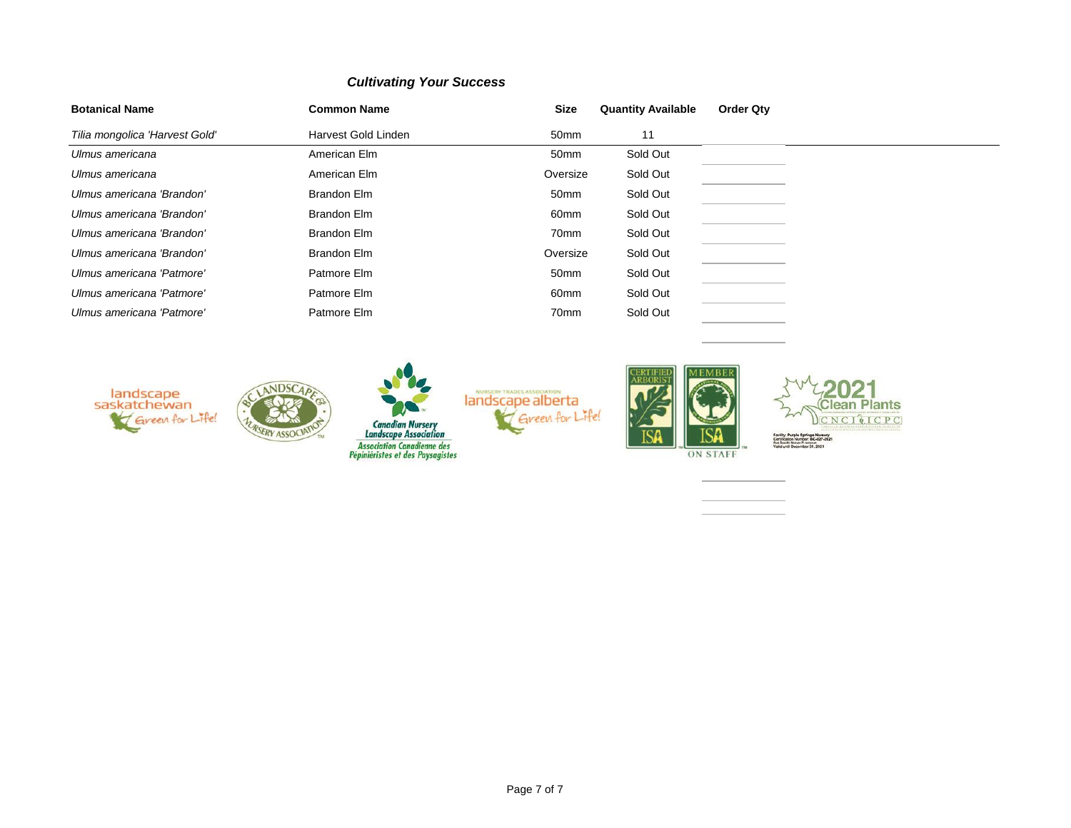### *Cultivating Your Success*

| Botanical Name | Common Name | Size | Quantity Available | Order Qty |
|---|---|---|---|---|
| *Tilia mongolica 'Harvest Gold'* | Harvest Gold Linden | 50mm | 11 | |
| *Ulmus americana* | American Elm | 50mm | Sold Out | |
| *Ulmus americana* | American Elm | Oversize | Sold Out | |
| *Ulmus americana 'Brandon'* | Brandon Elm | 50mm | Sold Out | |
| *Ulmus americana 'Brandon'* | Brandon Elm | 60mm | Sold Out | |
| *Ulmus americana 'Brandon'* | Brandon Elm | 70mm | Sold Out | |
| *Ulmus americana 'Brandon'* | Brandon Elm | Oversize | Sold Out | |
| *Ulmus americana 'Patmore'* | Patmore Elm | 50mm | Sold Out | |
| *Ulmus americana 'Patmore'* | Patmore Elm | 60mm | Sold Out | |
| *Ulmus americana 'Patmore'* | Patmore Elm | 70mm | Sold Out | |

landscape saskatchewan Green for Life!

BC Landscape & Nursery Association

Canadian Nursery Landscape Association
Association Canadienne des Pépiniéristes et des Paysagistes

Nursery Trades Association landscape alberta Green for Life!

Certified Arborist ISA

Member ISA On Staff

2021 Clean Plants CNCI ICPC